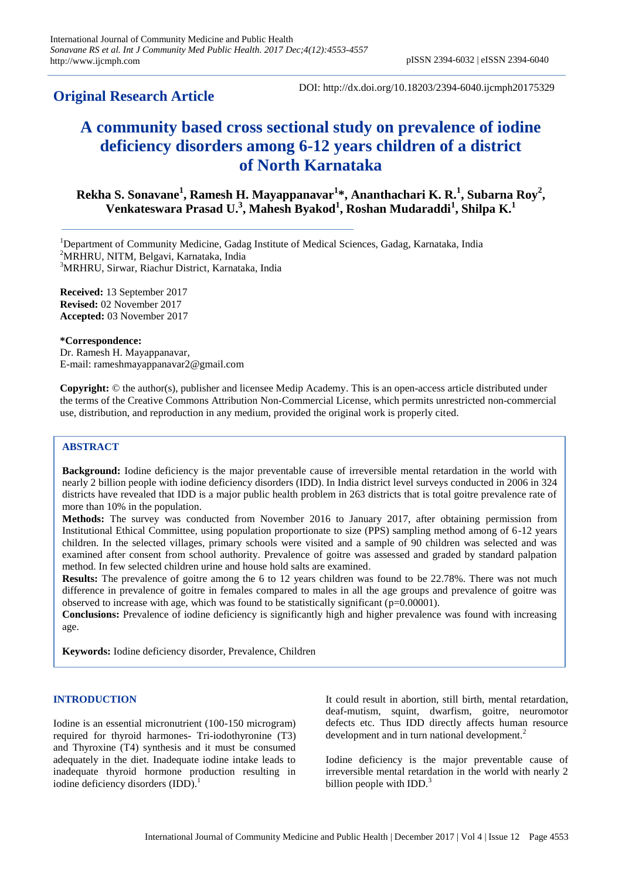**Original Research Article**

DOI: http://dx.doi.org/10.18203/2394-6040.ijcmph20175329

# A community based cross sectional study on prevalence of iodine deficiency disorders among 6-12 years children of a district of North Karnataka

**Rekha S. Sonavane[1], Ramesh H. Mayappanavar[1]*, Ananthachari K. R.[1], Subarna Roy[2], Venkateswara Prasad U.[3], Mahesh Byakod[1], Roshan Mudaraddi[1], Shilpa K.[1]**

[1]Department of Community Medicine, Gadag Institute of Medical Sciences, Gadag, Karnataka, India
[2]MRHRU, NITM, Belgavi, Karnataka, India
[3]MRHRU, Sirwar, Riachur District, Karnataka, India

**Received:** 13 September 2017
**Revised:** 02 November 2017
**Accepted:** 03 November 2017

**\*Correspondence:**
Dr. Ramesh H. Mayappanavar,
E-mail: rameshmayappanavar2@gmail.com

**Copyright:** © the author(s), publisher and licensee Medip Academy. This is an open-access article distributed under the terms of the Creative Commons Attribution Non-Commercial License, which permits unrestricted non-commercial use, distribution, and reproduction in any medium, provided the original work is properly cited.

## ABSTRACT

**Background:** Iodine deficiency is the major preventable cause of irreversible mental retardation in the world with nearly 2 billion people with iodine deficiency disorders (IDD). In India district level surveys conducted in 2006 in 324 districts have revealed that IDD is a major public health problem in 263 districts that is total goitre prevalence rate of more than 10% in the population.

**Methods:** The survey was conducted from November 2016 to January 2017, after obtaining permission from Institutional Ethical Committee, using population proportionate to size (PPS) sampling method among of 6-12 years children. In the selected villages, primary schools were visited and a sample of 90 children was selected and was examined after consent from school authority. Prevalence of goitre was assessed and graded by standard palpation method. In few selected children urine and house hold salts are examined.

**Results:** The prevalence of goitre among the 6 to 12 years children was found to be 22.78%. There was not much difference in prevalence of goitre in females compared to males in all the age groups and prevalence of goitre was observed to increase with age, which was found to be statistically significant (p=0.00001).

**Conclusions:** Prevalence of iodine deficiency is significantly high and higher prevalence was found with increasing age.

**Keywords:** Iodine deficiency disorder, Prevalence, Children

## INTRODUCTION

Iodine is an essential micronutrient (100-150 microgram) required for thyroid harmones- Tri-iodothyronine (T3) and Thyroxine (T4) synthesis and it must be consumed adequately in the diet. Inadequate iodine intake leads to inadequate thyroid hormone production resulting in iodine deficiency disorders (IDD).[1]

It could result in abortion, still birth, mental retardation, deaf-mutism, squint, dwarfism, goitre, neuromotor defects etc. Thus IDD directly affects human resource development and in turn national development.[2]

Iodine deficiency is the major preventable cause of irreversible mental retardation in the world with nearly 2 billion people with IDD.[3]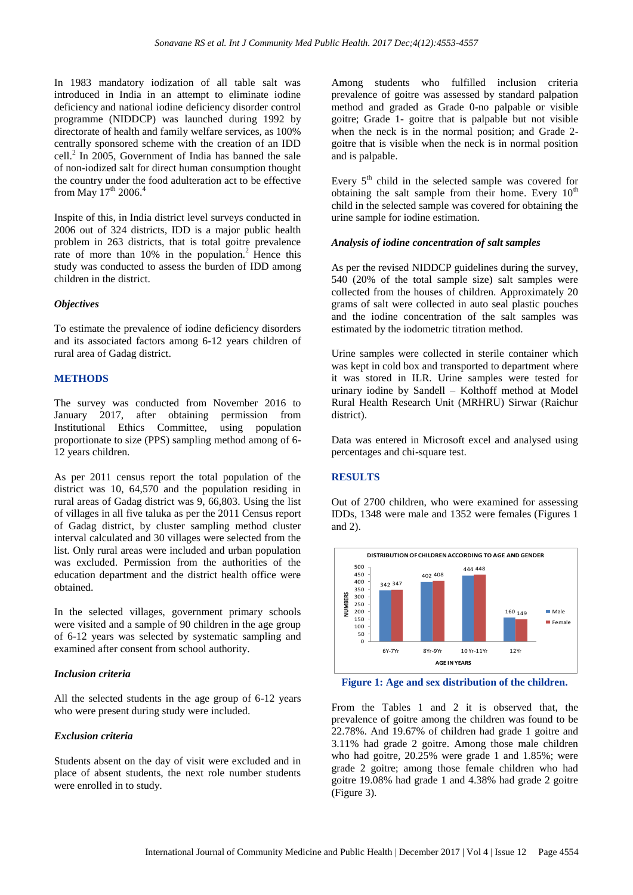In 1983 mandatory iodization of all table salt was introduced in India in an attempt to eliminate iodine deficiency and national iodine deficiency disorder control programme (NIDDCP) was launched during 1992 by directorate of health and family welfare services, as 100% centrally sponsored scheme with the creation of an IDD cell.[2] In 2005, Government of India has banned the sale of non-iodized salt for direct human consumption thought the country under the food adulteration act to be effective from May 17th 2006.[4]

Inspite of this, in India district level surveys conducted in 2006 out of 324 districts, IDD is a major public health problem in 263 districts, that is total goitre prevalence rate of more than 10% in the population.[2] Hence this study was conducted to assess the burden of IDD among children in the district.

### *Objectives*

To estimate the prevalence of iodine deficiency disorders and its associated factors among 6-12 years children of rural area of Gadag district.

## METHODS

The survey was conducted from November 2016 to January 2017, after obtaining permission from Institutional Ethics Committee, using population proportionate to size (PPS) sampling method among of 6-12 years children.

As per 2011 census report the total population of the district was 10, 64,570 and the population residing in rural areas of Gadag district was 9, 66,803. Using the list of villages in all five taluka as per the 2011 Census report of Gadag district, by cluster sampling method cluster interval calculated and 30 villages were selected from the list. Only rural areas were included and urban population was excluded. Permission from the authorities of the education department and the district health office were obtained.

In the selected villages, government primary schools were visited and a sample of 90 children in the age group of 6-12 years was selected by systematic sampling and examined after consent from school authority.

### *Inclusion criteria*

All the selected students in the age group of 6-12 years who were present during study were included.

### *Exclusion criteria*

Students absent on the day of visit were excluded and in place of absent students, the next role number students were enrolled in to study.

Among students who fulfilled inclusion criteria prevalence of goitre was assessed by standard palpation method and graded as Grade 0-no palpable or visible goitre; Grade 1- goitre that is palpable but not visible when the neck is in the normal position; and Grade 2- goitre that is visible when the neck is in normal position and is palpable.

Every 5th child in the selected sample was covered for obtaining the salt sample from their home. Every 10th child in the selected sample was covered for obtaining the urine sample for iodine estimation.

### *Analysis of iodine concentration of salt samples*

As per the revised NIDDCP guidelines during the survey, 540 (20% of the total sample size) salt samples were collected from the houses of children. Approximately 20 grams of salt were collected in auto seal plastic pouches and the iodine concentration of the salt samples was estimated by the iodometric titration method.

Urine samples were collected in sterile container which was kept in cold box and transported to department where it was stored in ILR. Urine samples were tested for urinary iodine by Sandell – Kolthoff method at Model Rural Health Research Unit (MRHRU) Sirwar (Raichur district).

Data was entered in Microsoft excel and analysed using percentages and chi-square test.

## RESULTS

Out of 2700 children, who were examined for assessing IDDs, 1348 were male and 1352 were females (Figures 1 and 2).

DISTRIBUTION OF CHILDREN ACCORDING TO AGE AND GENDER

| AGE IN YEARS | Male | Female |
|---|---|---|
| 6Y-7Yr | 342 | 347 |
| 8Yr-9Yr | 402 | 408 |
| 10 Yr-11Yr | 444 | 448 |
| 12Yr | 160 | 149 |

**Figure 1: Age and sex distribution of the children.**

From the Tables 1 and 2 it is observed that, the prevalence of goitre among the children was found to be 22.78%. And 19.67% of children had grade 1 goitre and 3.11% had grade 2 goitre. Among those male children who had goitre, 20.25% were grade 1 and 1.85%; were grade 2 goitre; among those female children who had goitre 19.08% had grade 1 and 4.38% had grade 2 goitre (Figure 3).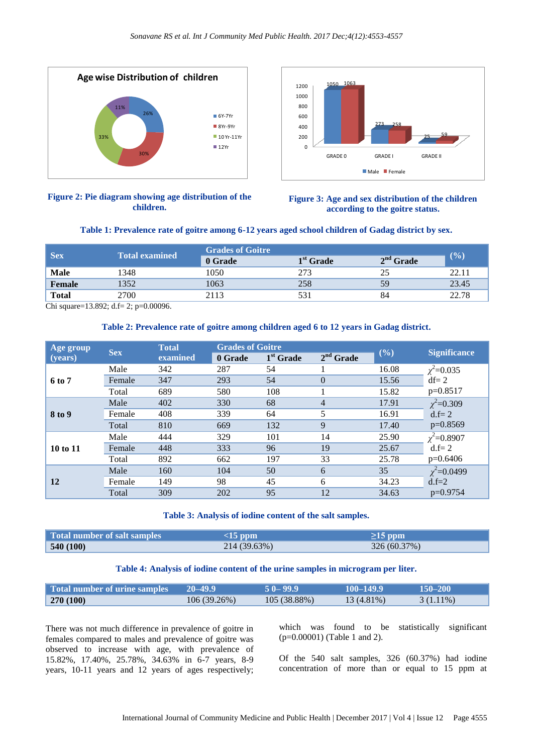Figure 2: Pie diagram showing age distribution of the children.

Figure 3: Age and sex distribution of the children according to the goitre status.

**Table 1: Prevalence rate of goitre among 6-12 years aged school children of Gadag district by sex.**

| Sex | Total examined | Grades of Goitre | | | (%) |
|---|---|---|---|---|---|
| | | 0 Grade | 1st Grade | 2nd Grade | |
| **Male** | 1348 | 1050 | 273 | 25 | 22.11 |
| **Female** | 1352 | 1063 | 258 | 59 | 23.45 |
| **Total** | 2700 | 2113 | 531 | 84 | 22.78 |

Chi square=13.892; d.f= 2; p=0.00096.

**Table 2: Prevalence rate of goitre among children aged 6 to 12 years in Gadag district.**

| Age group (years) | Sex | Total examined | Grades of Goitre | | | (%) | Significance |
|---|---|---|---|---|---|---|---|
| | | | 0 Grade | 1st Grade | 2nd Grade | | |
| **6 to 7** | Male | 342 | 287 | 54 | 1 | 16.08 | $\chi^2$=0.035 |
| | Female | 347 | 293 | 54 | 0 | 15.56 | df= 2 |
| | Total | 689 | 580 | 108 | 1 | 15.82 | p=0.8517 |
| **8 to 9** | Male | 402 | 330 | 68 | 4 | 17.91 | $\chi^2$=0.309 |
| | Female | 408 | 339 | 64 | 5 | 16.91 | d.f= 2 |
| | Total | 810 | 669 | 132 | 9 | 17.40 | p=0.8569 |
| **10 to 11** | Male | 444 | 329 | 101 | 14 | 25.90 | $\chi^2$=0.8907 |
| | Female | 448 | 333 | 96 | 19 | 25.67 | d.f= 2 |
| | Total | 892 | 662 | 197 | 33 | 25.78 | p=0.6406 |
| **12** | Male | 160 | 104 | 50 | 6 | 35 | $\chi^2$=0.0499 |
| | Female | 149 | 98 | 45 | 6 | 34.23 | d.f=2 |
| | Total | 309 | 202 | 95 | 12 | 34.63 | p=0.9754 |

**Table 3: Analysis of iodine content of the salt samples.**

| Total number of salt samples | <15 ppm | ≥15 ppm |
|---|---|---|
| **540 (100)** | 214 (39.63%) | 326 (60.37%) |

**Table 4: Analysis of iodine content of the urine samples in microgram per liter.**

| Total number of urine samples | 20–49.9 | 5 0– 99.9 | 100–149.9 | 150–200 |
|---|---|---|---|---|
| **270 (100)** | 106 (39.26%) | 105 (38.88%) | 13 (4.81%) | 3 (1.11%) |

There was not much difference in prevalence of goitre in females compared to males and prevalence of goitre was observed to increase with age, with prevalence of 15.82%, 17.40%, 25.78%, 34.63% in 6-7 years, 8-9 years, 10-11 years and 12 years of ages respectively; which was found to be statistically significant (p=0.00001) (Table 1 and 2).

Of the 540 salt samples, 326 (60.37%) had iodine concentration of more than or equal to 15 ppm at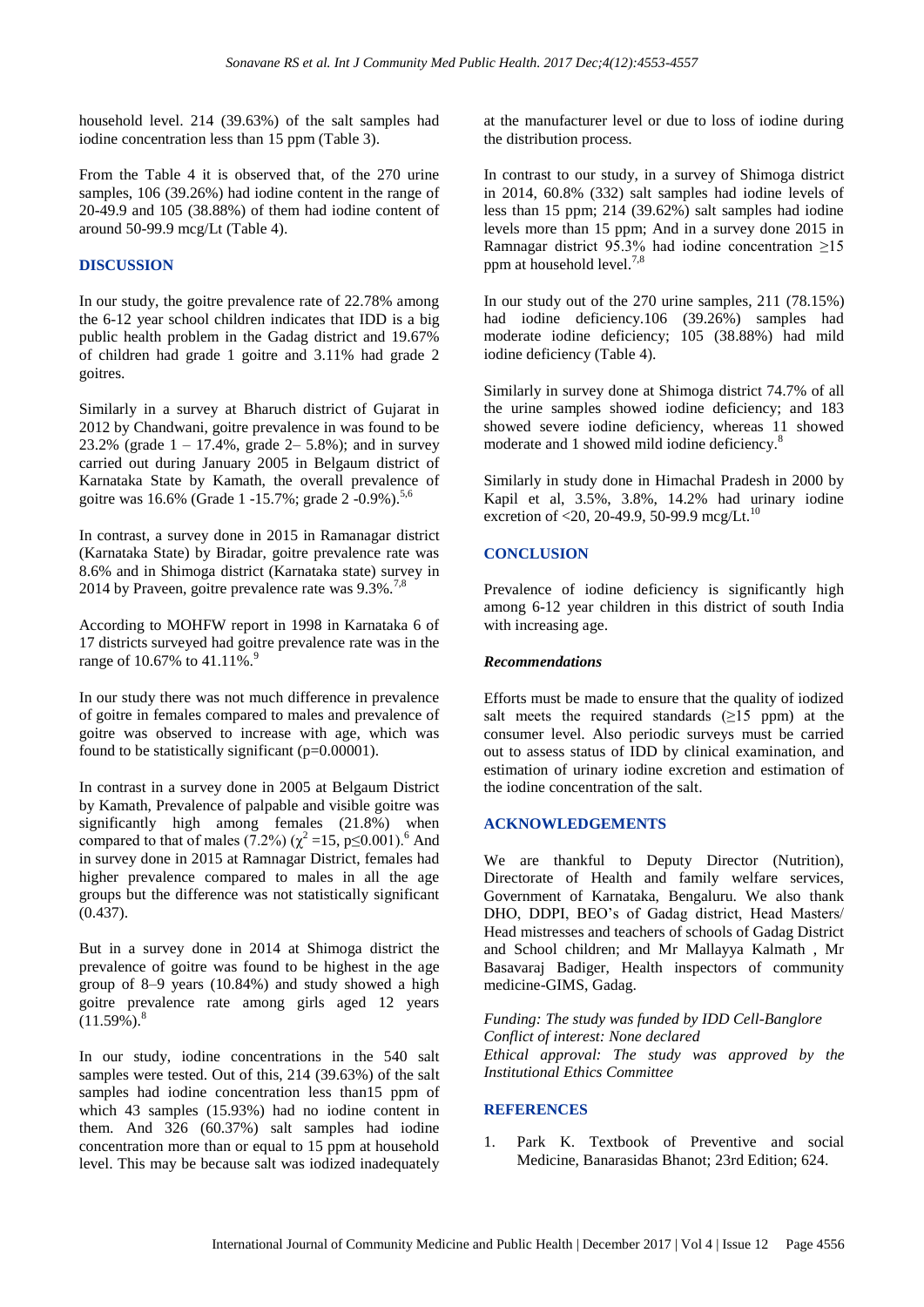household level. 214 (39.63%) of the salt samples had iodine concentration less than 15 ppm (Table 3).

From the Table 4 it is observed that, of the 270 urine samples, 106 (39.26%) had iodine content in the range of 20-49.9 and 105 (38.88%) of them had iodine content of around 50-99.9 mcg/Lt (Table 4).

## DISCUSSION

In our study, the goitre prevalence rate of 22.78% among the 6-12 year school children indicates that IDD is a big public health problem in the Gadag district and 19.67% of children had grade 1 goitre and 3.11% had grade 2 goitres.

Similarly in a survey at Bharuch district of Gujarat in 2012 by Chandwani, goitre prevalence in was found to be 23.2% (grade 1 – 17.4%, grade 2– 5.8%); and in survey carried out during January 2005 in Belgaum district of Karnataka State by Kamath, the overall prevalence of goitre was 16.6% (Grade 1 -15.7%; grade 2 -0.9%).[5,6]

In contrast, a survey done in 2015 in Ramanagar district (Karnataka State) by Biradar, goitre prevalence rate was 8.6% and in Shimoga district (Karnataka state) survey in 2014 by Praveen, goitre prevalence rate was 9.3%.[7,8]

According to MOHFW report in 1998 in Karnataka 6 of 17 districts surveyed had goitre prevalence rate was in the range of 10.67% to 41.11%.[9]

In our study there was not much difference in prevalence of goitre in females compared to males and prevalence of goitre was observed to increase with age, which was found to be statistically significant (p=0.00001).

In contrast in a survey done in 2005 at Belgaum District by Kamath, Prevalence of palpable and visible goitre was significantly high among females (21.8%) when compared to that of males (7.2%) ($\chi^2$ =15, p≤0.001).[6] And in survey done in 2015 at Ramnagar District, females had higher prevalence compared to males in all the age groups but the difference was not statistically significant (0.437).

But in a survey done in 2014 at Shimoga district the prevalence of goitre was found to be highest in the age group of 8–9 years (10.84%) and study showed a high goitre prevalence rate among girls aged 12 years (11.59%).[8]

In our study, iodine concentrations in the 540 salt samples were tested. Out of this, 214 (39.63%) of the salt samples had iodine concentration less than15 ppm of which 43 samples (15.93%) had no iodine content in them. And 326 (60.37%) salt samples had iodine concentration more than or equal to 15 ppm at household level. This may be because salt was iodized inadequately at the manufacturer level or due to loss of iodine during the distribution process.

In contrast to our study, in a survey of Shimoga district in 2014, 60.8% (332) salt samples had iodine levels of less than 15 ppm; 214 (39.62%) salt samples had iodine levels more than 15 ppm; And in a survey done 2015 in Ramnagar district 95.3% had iodine concentration ≥15 ppm at household level.[7,8]

In our study out of the 270 urine samples, 211 (78.15%) had iodine deficiency.106 (39.26%) samples had moderate iodine deficiency; 105 (38.88%) had mild iodine deficiency (Table 4).

Similarly in survey done at Shimoga district 74.7% of all the urine samples showed iodine deficiency; and 183 showed severe iodine deficiency, whereas 11 showed moderate and 1 showed mild iodine deficiency.[8]

Similarly in study done in Himachal Pradesh in 2000 by Kapil et al, 3.5%, 3.8%, 14.2% had urinary iodine excretion of <20, 20-49.9, 50-99.9 mcg/Lt.[10]

## CONCLUSION

Prevalence of iodine deficiency is significantly high among 6-12 year children in this district of south India with increasing age.

### *Recommendations*

Efforts must be made to ensure that the quality of iodized salt meets the required standards (≥15 ppm) at the consumer level. Also periodic surveys must be carried out to assess status of IDD by clinical examination, and estimation of urinary iodine excretion and estimation of the iodine concentration of the salt.

## ACKNOWLEDGEMENTS

We are thankful to Deputy Director (Nutrition), Directorate of Health and family welfare services, Government of Karnataka, Bengaluru. We also thank DHO, DDPI, BEO's of Gadag district, Head Masters/ Head mistresses and teachers of schools of Gadag District and School children; and Mr Mallayya Kalmath , Mr Basavaraj Badiger, Health inspectors of community medicine-GIMS, Gadag.

*Funding: The study was funded by IDD Cell-Banglore*
*Conflict of interest: None declared*
*Ethical approval: The study was approved by the Institutional Ethics Committee*

## REFERENCES

1. Park K. Textbook of Preventive and social Medicine, Banarasidas Bhanot; 23rd Edition; 624.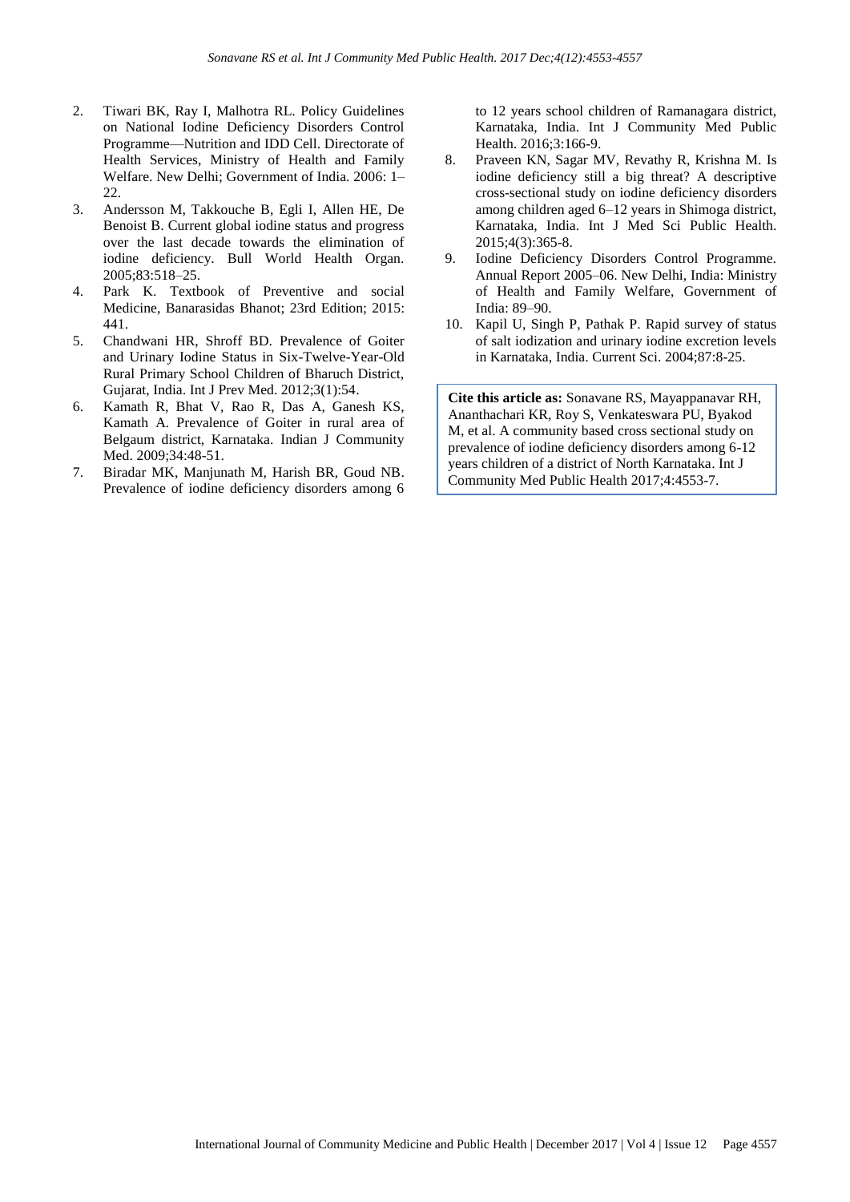2. Tiwari BK, Ray I, Malhotra RL. Policy Guidelines on National Iodine Deficiency Disorders Control Programme—Nutrition and IDD Cell. Directorate of Health Services, Ministry of Health and Family Welfare. New Delhi; Government of India. 2006: 1–22.
3. Andersson M, Takkouche B, Egli I, Allen HE, De Benoist B. Current global iodine status and progress over the last decade towards the elimination of iodine deficiency. Bull World Health Organ. 2005;83:518–25.
4. Park K. Textbook of Preventive and social Medicine, Banarasidas Bhanot; 23rd Edition; 2015: 441.
5. Chandwani HR, Shroff BD. Prevalence of Goiter and Urinary Iodine Status in Six-Twelve-Year-Old Rural Primary School Children of Bharuch District, Gujarat, India. Int J Prev Med. 2012;3(1):54.
6. Kamath R, Bhat V, Rao R, Das A, Ganesh KS, Kamath A. Prevalence of Goiter in rural area of Belgaum district, Karnataka. Indian J Community Med. 2009;34:48-51.
7. Biradar MK, Manjunath M, Harish BR, Goud NB. Prevalence of iodine deficiency disorders among 6 to 12 years school children of Ramanagara district, Karnataka, India. Int J Community Med Public Health. 2016;3:166-9.
8. Praveen KN, Sagar MV, Revathy R, Krishna M. Is iodine deficiency still a big threat? A descriptive cross-sectional study on iodine deficiency disorders among children aged 6–12 years in Shimoga district, Karnataka, India. Int J Med Sci Public Health. 2015;4(3):365-8.
9. Iodine Deficiency Disorders Control Programme. Annual Report 2005–06. New Delhi, India: Ministry of Health and Family Welfare, Government of India: 89–90.
10. Kapil U, Singh P, Pathak P. Rapid survey of status of salt iodization and urinary iodine excretion levels in Karnataka, India. Current Sci. 2004;87:8-25.

**Cite this article as:** Sonavane RS, Mayappanavar RH, Ananthachari KR, Roy S, Venkateswara PU, Byakod M, et al. A community based cross sectional study on prevalence of iodine deficiency disorders among 6-12 years children of a district of North Karnataka. Int J Community Med Public Health 2017;4:4553-7.